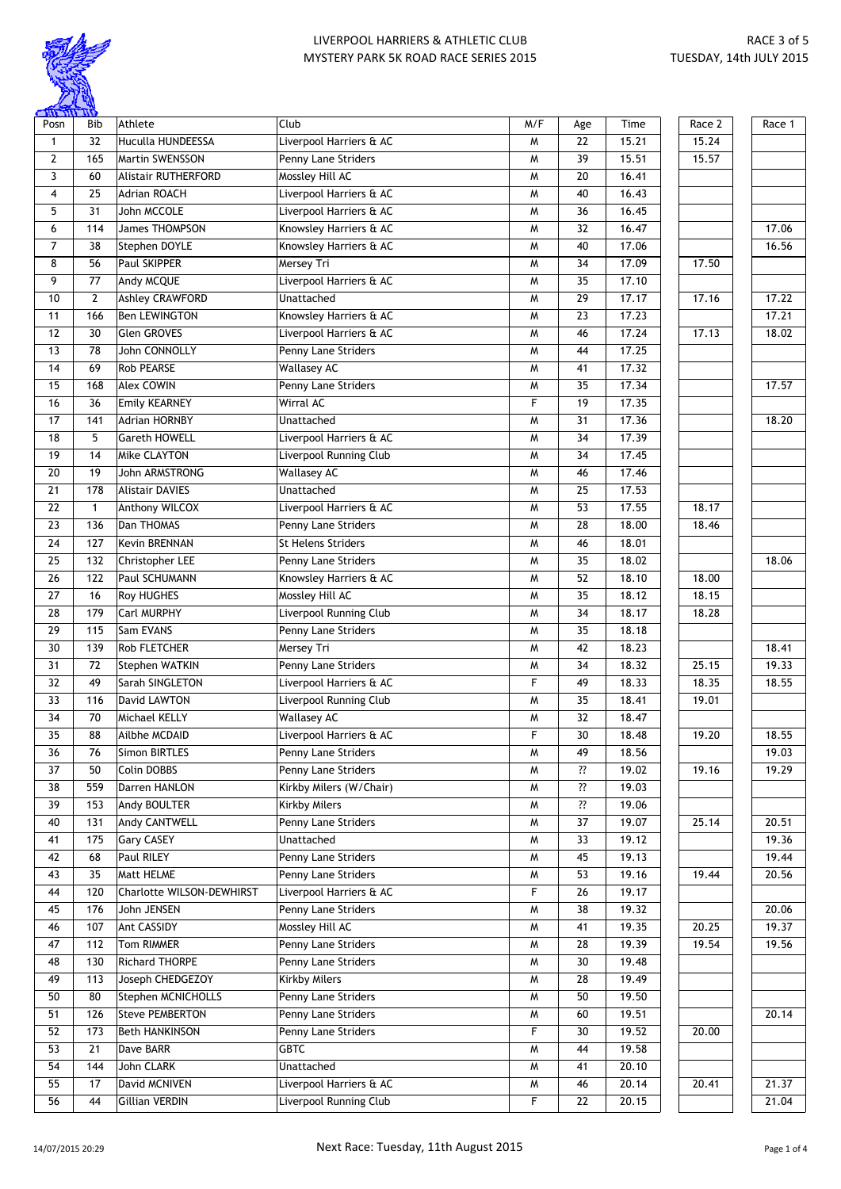# LIVERPOOL HARRIERS & ATHLETIC CLUB
## MYSTERY PARK 5K ROAD RACE SERIES 2015

RACE 3 of 5
TUESDAY, 14th JULY 2015

| Posn | Bib | Athlete | Club | M/F | Age | Time | Race 2 | Race 1 |
|---|---|---|---|---|---|---|---|---|
| 1 | 32 | Huculla HUNDEESSA | Liverpool Harriers & AC | M | 22 | 15.21 | 15.24 | |
| 2 | 165 | Martin SWENSSON | Penny Lane Striders | M | 39 | 15.51 | 15.57 | |
| 3 | 60 | Alistair RUTHERFORD | Mossley Hill AC | M | 20 | 16.41 | | |
| 4 | 25 | Adrian ROACH | Liverpool Harriers & AC | M | 40 | 16.43 | | |
| 5 | 31 | John MCCOLE | Liverpool Harriers & AC | M | 36 | 16.45 | | |
| 6 | 114 | James THOMPSON | Knowsley Harriers & AC | M | 32 | 16.47 | | 17.06 |
| 7 | 38 | Stephen DOYLE | Knowsley Harriers & AC | M | 40 | 17.06 | | 16.56 |
| 8 | 56 | Paul SKIPPER | Mersey Tri | M | 34 | 17.09 | 17.50 | |
| 9 | 77 | Andy MCQUE | Liverpool Harriers & AC | M | 35 | 17.10 | | |
| 10 | 2 | Ashley CRAWFORD | Unattached | M | 29 | 17.17 | 17.16 | 17.22 |
| 11 | 166 | Ben LEWINGTON | Knowsley Harriers & AC | M | 23 | 17.23 | | 17.21 |
| 12 | 30 | Glen GROVES | Liverpool Harriers & AC | M | 46 | 17.24 | 17.13 | 18.02 |
| 13 | 78 | John CONNOLLY | Penny Lane Striders | M | 44 | 17.25 | | |
| 14 | 69 | Rob PEARSE | Wallasey AC | M | 41 | 17.32 | | |
| 15 | 168 | Alex COWIN | Penny Lane Striders | M | 35 | 17.34 | | 17.57 |
| 16 | 36 | Emily KEARNEY | Wirral AC | F | 19 | 17.35 | | |
| 17 | 141 | Adrian HORNBY | Unattached | M | 31 | 17.36 | | 18.20 |
| 18 | 5 | Gareth HOWELL | Liverpool Harriers & AC | M | 34 | 17.39 | | |
| 19 | 14 | Mike CLAYTON | Liverpool Running Club | M | 34 | 17.45 | | |
| 20 | 19 | John ARMSTRONG | Wallasey AC | M | 46 | 17.46 | | |
| 21 | 178 | Alistair DAVIES | Unattached | M | 25 | 17.53 | | |
| 22 | 1 | Anthony WILCOX | Liverpool Harriers & AC | M | 53 | 17.55 | 18.17 | |
| 23 | 136 | Dan THOMAS | Penny Lane Striders | M | 28 | 18.00 | 18.46 | |
| 24 | 127 | Kevin BRENNAN | St Helens Striders | M | 46 | 18.01 | | |
| 25 | 132 | Christopher LEE | Penny Lane Striders | M | 35 | 18.02 | | 18.06 |
| 26 | 122 | Paul SCHUMANN | Knowsley Harriers & AC | M | 52 | 18.10 | 18.00 | |
| 27 | 16 | Roy HUGHES | Mossley Hill AC | M | 35 | 18.12 | 18.15 | |
| 28 | 179 | Carl MURPHY | Liverpool Running Club | M | 34 | 18.17 | 18.28 | |
| 29 | 115 | Sam EVANS | Penny Lane Striders | M | 35 | 18.18 | | |
| 30 | 139 | Rob FLETCHER | Mersey Tri | M | 42 | 18.23 | | 18.41 |
| 31 | 72 | Stephen WATKIN | Penny Lane Striders | M | 34 | 18.32 | 25.15 | 19.33 |
| 32 | 49 | Sarah SINGLETON | Liverpool Harriers & AC | F | 49 | 18.33 | 18.35 | 18.55 |
| 33 | 116 | David LAWTON | Liverpool Running Club | M | 35 | 18.41 | 19.01 | |
| 34 | 70 | Michael KELLY | Wallasey AC | M | 32 | 18.47 | | |
| 35 | 88 | Ailbhe MCDAID | Liverpool Harriers & AC | F | 30 | 18.48 | 19.20 | 18.55 |
| 36 | 76 | Simon BIRTLES | Penny Lane Striders | M | 49 | 18.56 | | 19.03 |
| 37 | 50 | Colin DOBBS | Penny Lane Striders | M | ?? | 19.02 | 19.16 | 19.29 |
| 38 | 559 | Darren HANLON | Kirkby Milers (W/Chair) | M | ?? | 19.03 | | |
| 39 | 153 | Andy BOULTER | Kirkby Milers | M | ?? | 19.06 | | |
| 40 | 131 | Andy CANTWELL | Penny Lane Striders | M | 37 | 19.07 | 25.14 | 20.51 |
| 41 | 175 | Gary CASEY | Unattached | M | 33 | 19.12 | | 19.36 |
| 42 | 68 | Paul RILEY | Penny Lane Striders | M | 45 | 19.13 | | 19.44 |
| 43 | 35 | Matt HELME | Penny Lane Striders | M | 53 | 19.16 | 19.44 | 20.56 |
| 44 | 120 | Charlotte WILSON-DEWHIRST | Liverpool Harriers & AC | F | 26 | 19.17 | | |
| 45 | 176 | John JENSEN | Penny Lane Striders | M | 38 | 19.32 | | 20.06 |
| 46 | 107 | Ant CASSIDY | Mossley Hill AC | M | 41 | 19.35 | 20.25 | 19.37 |
| 47 | 112 | Tom RIMMER | Penny Lane Striders | M | 28 | 19.39 | 19.54 | 19.56 |
| 48 | 130 | Richard THORPE | Penny Lane Striders | M | 30 | 19.48 | | |
| 49 | 113 | Joseph CHEDGEZOY | Kirkby Milers | M | 28 | 19.49 | | |
| 50 | 80 | Stephen MCNICHOLLS | Penny Lane Striders | M | 50 | 19.50 | | |
| 51 | 126 | Steve PEMBERTON | Penny Lane Striders | M | 60 | 19.51 | | 20.14 |
| 52 | 173 | Beth HANKINSON | Penny Lane Striders | F | 30 | 19.52 | 20.00 | |
| 53 | 21 | Dave BARR | GBTC | M | 44 | 19.58 | | |
| 54 | 144 | John CLARK | Unattached | M | 41 | 20.10 | | |
| 55 | 17 | David MCNIVEN | Liverpool Harriers & AC | M | 46 | 20.14 | 20.41 | 21.37 |
| 56 | 44 | Gillian VERDIN | Liverpool Running Club | F | 22 | 20.15 | | 21.04 |

14/07/2015 20:29

Next Race: Tuesday, 11th August 2015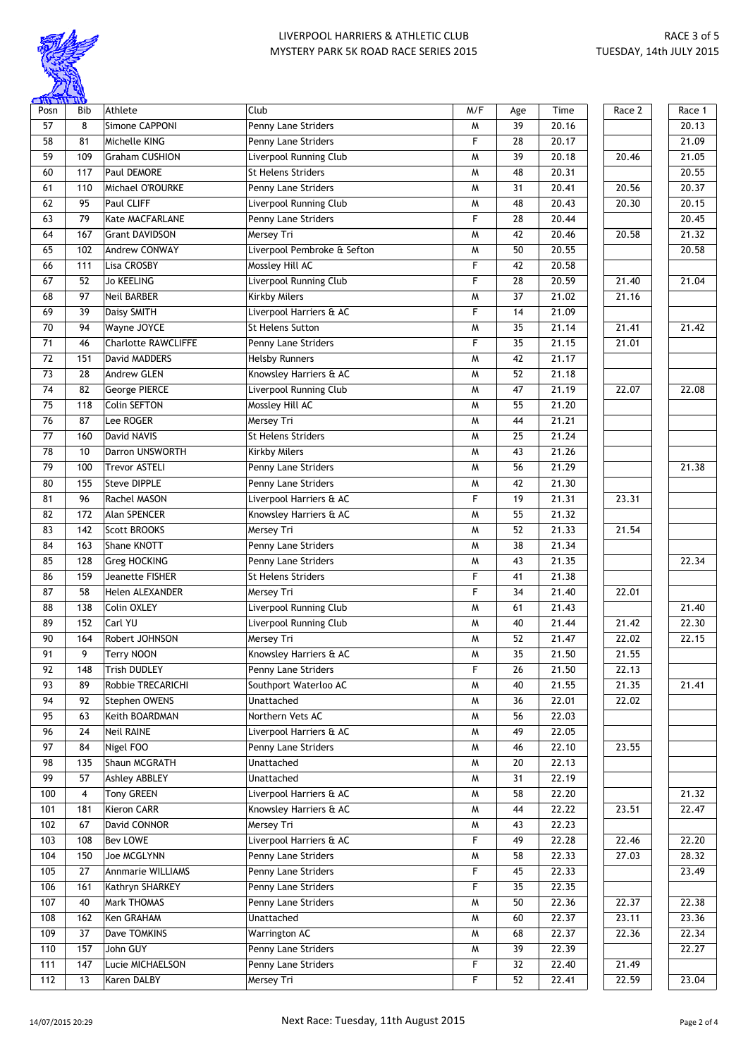# LIVERPOOL HARRIERS & ATHLETIC CLUB
## MYSTERY PARK 5K ROAD RACE SERIES 2015

RACE 3 of 5
TUESDAY, 14th JULY 2015

| Posn | Bib | Athlete | Club | M/F | Age | Time | Race 2 | Race 1 |
|---|---|---|---|---|---|---|---|---|
| 57 | 8 | Simone CAPPONI | Penny Lane Striders | M | 39 | 20.16 | | 20.13 |
| 58 | 81 | Michelle KING | Penny Lane Striders | F | 28 | 20.17 | | 21.09 |
| 59 | 109 | Graham CUSHION | Liverpool Running Club | M | 39 | 20.18 | 20.46 | 21.05 |
| 60 | 117 | Paul DEMORE | St Helens Striders | M | 48 | 20.31 | | 20.55 |
| 61 | 110 | Michael O'ROURKE | Penny Lane Striders | M | 31 | 20.41 | 20.56 | 20.37 |
| 62 | 95 | Paul CLIFF | Liverpool Running Club | M | 48 | 20.43 | 20.30 | 20.15 |
| 63 | 79 | Kate MACFARLANE | Penny Lane Striders | F | 28 | 20.44 | | 20.45 |
| 64 | 167 | Grant DAVIDSON | Mersey Tri | M | 42 | 20.46 | 20.58 | 21.32 |
| 65 | 102 | Andrew CONWAY | Liverpool Pembroke & Sefton | M | 50 | 20.55 | | 20.58 |
| 66 | 111 | Lisa CROSBY | Mossley Hill AC | F | 42 | 20.58 | | |
| 67 | 52 | Jo KEELING | Liverpool Running Club | F | 28 | 20.59 | 21.40 | 21.04 |
| 68 | 97 | Neil BARBER | Kirkby Milers | M | 37 | 21.02 | 21.16 | |
| 69 | 39 | Daisy SMITH | Liverpool Harriers & AC | F | 14 | 21.09 | | |
| 70 | 94 | Wayne JOYCE | St Helens Sutton | M | 35 | 21.14 | 21.41 | 21.42 |
| 71 | 46 | Charlotte RAWCLIFFE | Penny Lane Striders | F | 35 | 21.15 | 21.01 | |
| 72 | 151 | David MADDERS | Helsby Runners | M | 42 | 21.17 | | |
| 73 | 28 | Andrew GLEN | Knowsley Harriers & AC | M | 52 | 21.18 | | |
| 74 | 82 | George PIERCE | Liverpool Running Club | M | 47 | 21.19 | 22.07 | 22.08 |
| 75 | 118 | Colin SEFTON | Mossley Hill AC | M | 55 | 21.20 | | |
| 76 | 87 | Lee ROGER | Mersey Tri | M | 44 | 21.21 | | |
| 77 | 160 | David NAVIS | St Helens Striders | M | 25 | 21.24 | | |
| 78 | 10 | Darron UNSWORTH | Kirkby Milers | M | 43 | 21.26 | | |
| 79 | 100 | Trevor ASTELI | Penny Lane Striders | M | 56 | 21.29 | | 21.38 |
| 80 | 155 | Steve DIPPLE | Penny Lane Striders | M | 42 | 21.30 | | |
| 81 | 96 | Rachel MASON | Liverpool Harriers & AC | F | 19 | 21.31 | 23.31 | |
| 82 | 172 | Alan SPENCER | Knowsley Harriers & AC | M | 55 | 21.32 | | |
| 83 | 142 | Scott BROOKS | Mersey Tri | M | 52 | 21.33 | 21.54 | |
| 84 | 163 | Shane KNOTT | Penny Lane Striders | M | 38 | 21.34 | | |
| 85 | 128 | Greg HOCKING | Penny Lane Striders | M | 43 | 21.35 | | 22.34 |
| 86 | 159 | Jeanette FISHER | St Helens Striders | F | 41 | 21.38 | | |
| 87 | 58 | Helen ALEXANDER | Mersey Tri | F | 34 | 21.40 | 22.01 | |
| 88 | 138 | Colin OXLEY | Liverpool Running Club | M | 61 | 21.43 | | 21.40 |
| 89 | 152 | Carl YU | Liverpool Running Club | M | 40 | 21.44 | 21.42 | 22.30 |
| 90 | 164 | Robert JOHNSON | Mersey Tri | M | 52 | 21.47 | 22.02 | 22.15 |
| 91 | 9 | Terry NOON | Knowsley Harriers & AC | M | 35 | 21.50 | 21.55 | |
| 92 | 148 | Trish DUDLEY | Penny Lane Striders | F | 26 | 21.50 | 22.13 | |
| 93 | 89 | Robbie TRECARICHI | Southport Waterloo AC | M | 40 | 21.55 | 21.35 | 21.41 |
| 94 | 92 | Stephen OWENS | Unattached | M | 36 | 22.01 | 22.02 | |
| 95 | 63 | Keith BOARDMAN | Northern Vets AC | M | 56 | 22.03 | | |
| 96 | 24 | Neil RAINE | Liverpool Harriers & AC | M | 49 | 22.05 | | |
| 97 | 84 | Nigel FOO | Penny Lane Striders | M | 46 | 22.10 | 23.55 | |
| 98 | 135 | Shaun MCGRATH | Unattached | M | 20 | 22.13 | | |
| 99 | 57 | Ashley ABBLEY | Unattached | M | 31 | 22.19 | | |
| 100 | 4 | Tony GREEN | Liverpool Harriers & AC | M | 58 | 22.20 | | 21.32 |
| 101 | 181 | Kieron CARR | Knowsley Harriers & AC | M | 44 | 22.22 | 23.51 | 22.47 |
| 102 | 67 | David CONNOR | Mersey Tri | M | 43 | 22.23 | | |
| 103 | 108 | Bev LOWE | Liverpool Harriers & AC | F | 49 | 22.28 | 22.46 | 22.20 |
| 104 | 150 | Joe MCGLYNN | Penny Lane Striders | M | 58 | 22.33 | 27.03 | 28.32 |
| 105 | 27 | Annmarie WILLIAMS | Penny Lane Striders | F | 45 | 22.33 | | 23.49 |
| 106 | 161 | Kathryn SHARKEY | Penny Lane Striders | F | 35 | 22.35 | | |
| 107 | 40 | Mark THOMAS | Penny Lane Striders | M | 50 | 22.36 | 22.37 | 22.38 |
| 108 | 162 | Ken GRAHAM | Unattached | M | 60 | 22.37 | 23.11 | 23.36 |
| 109 | 37 | Dave TOMKINS | Warrington AC | M | 68 | 22.37 | 22.36 | 22.34 |
| 110 | 157 | John GUY | Penny Lane Striders | M | 39 | 22.39 | | 22.27 |
| 111 | 147 | Lucie MICHAELSON | Penny Lane Striders | F | 32 | 22.40 | 21.49 | |
| 112 | 13 | Karen DALBY | Mersey Tri | F | 52 | 22.41 | 22.59 | 23.04 |

14/07/2015 20:29

Next Race: Tuesday, 11th August 2015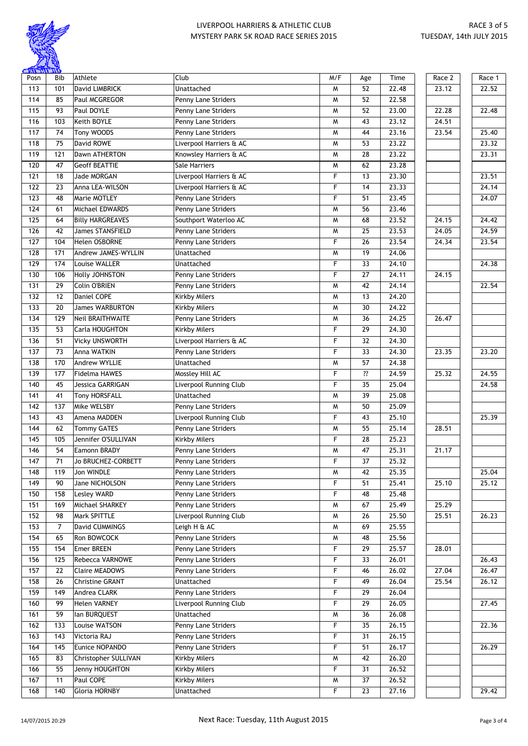# LIVERPOOL HARRIERS & ATHLETIC CLUB
## MYSTERY PARK 5K ROAD RACE SERIES 2015

RACE 3 of 5
TUESDAY, 14th JULY 2015

| Posn | Bib | Athlete | Club | M/F | Age | Time | Race 2 | Race 1 |
|---|---|---|---|---|---|---|---|---|
| 113 | 101 | David LIMBRICK | Unattached | M | 52 | 22.48 | 23.12 | 22.52 |
| 114 | 85 | Paul MCGREGOR | Penny Lane Striders | M | 52 | 22.58 | | |
| 115 | 93 | Paul DOYLE | Penny Lane Striders | M | 52 | 23.00 | 22.28 | 22.48 |
| 116 | 103 | Keith BOYLE | Penny Lane Striders | M | 43 | 23.12 | 24.51 | |
| 117 | 74 | Tony WOODS | Penny Lane Striders | M | 44 | 23.16 | 23.54 | 25.40 |
| 118 | 75 | David ROWE | Liverpool Harriers & AC | M | 53 | 23.22 | | 23.32 |
| 119 | 121 | Dawn ATHERTON | Knowsley Harriers & AC | M | 28 | 23.22 | | 23.31 |
| 120 | 47 | Geoff BEATTIE | Sale Harriers | M | 62 | 23.28 | | |
| 121 | 18 | Jade MORGAN | Liverpool Harriers & AC | F | 13 | 23.30 | | 23.51 |
| 122 | 23 | Anna LEA-WILSON | Liverpool Harriers & AC | F | 14 | 23.33 | | 24.14 |
| 123 | 48 | Marie MOTLEY | Penny Lane Striders | F | 51 | 23.45 | | 24.07 |
| 124 | 61 | Michael EDWARDS | Penny Lane Striders | M | 56 | 23.46 | | |
| 125 | 64 | Billy HARGREAVES | Southport Waterloo AC | M | 68 | 23.52 | 24.15 | 24.42 |
| 126 | 42 | James STANSFIELD | Penny Lane Striders | M | 25 | 23.53 | 24.05 | 24.59 |
| 127 | 104 | Helen OSBORNE | Penny Lane Striders | F | 26 | 23.54 | 24.34 | 23.54 |
| 128 | 171 | Andrew JAMES-WYLLIN | Unattached | M | 19 | 24.06 | | |
| 129 | 174 | Louise WALLER | Unattached | F | 33 | 24.10 | | 24.38 |
| 130 | 106 | Holly JOHNSTON | Penny Lane Striders | F | 27 | 24.11 | 24.15 | |
| 131 | 29 | Colin O'BRIEN | Penny Lane Striders | M | 42 | 24.14 | | 22.54 |
| 132 | 12 | Daniel COPE | Kirkby Milers | M | 13 | 24.20 | | |
| 133 | 20 | James WARBURTON | Kirkby Milers | M | 30 | 24.22 | | |
| 134 | 129 | Neil BRAITHWAITE | Penny Lane Striders | M | 36 | 24.25 | 26.47 | |
| 135 | 53 | Carla HOUGHTON | Kirkby Milers | F | 29 | 24.30 | | |
| 136 | 51 | Vicky UNSWORTH | Liverpool Harriers & AC | F | 32 | 24.30 | | |
| 137 | 73 | Anna WATKIN | Penny Lane Striders | F | 33 | 24.30 | 23.35 | 23.20 |
| 138 | 170 | Andrew WYLLIE | Unattached | M | 57 | 24.38 | | |
| 139 | 177 | Fidelma HAWES | Mossley Hill AC | F | ?? | 24.59 | 25.32 | 24.55 |
| 140 | 45 | Jessica GARRIGAN | Liverpool Running Club | F | 35 | 25.04 | | 24.58 |
| 141 | 41 | Tony HORSFALL | Unattached | M | 39 | 25.08 | | |
| 142 | 137 | Mike WELSBY | Penny Lane Striders | M | 50 | 25.09 | | |
| 143 | 43 | Amena MADDEN | Liverpool Running Club | F | 43 | 25.10 | | 25.39 |
| 144 | 62 | Tommy GATES | Penny Lane Striders | M | 55 | 25.14 | 28.51 | |
| 145 | 105 | Jennifer O'SULLIVAN | Kirkby Milers | F | 28 | 25.23 | | |
| 146 | 54 | Eamonn BRADY | Penny Lane Striders | M | 47 | 25.31 | 21.17 | |
| 147 | 71 | Jo BRUCHEZ-CORBETT | Penny Lane Striders | F | 37 | 25.32 | | |
| 148 | 119 | Jon WINDLE | Penny Lane Striders | M | 42 | 25.35 | | 25.04 |
| 149 | 90 | Jane NICHOLSON | Penny Lane Striders | F | 51 | 25.41 | 25.10 | 25.12 |
| 150 | 158 | Lesley WARD | Penny Lane Striders | F | 48 | 25.48 | | |
| 151 | 169 | Michael SHARKEY | Penny Lane Striders | M | 67 | 25.49 | 25.29 | |
| 152 | 98 | Mark SPITTLE | Liverpool Running Club | M | 26 | 25.50 | 25.51 | 26.23 |
| 153 | 7 | David CUMMINGS | Leigh H & AC | M | 69 | 25.55 | | |
| 154 | 65 | Ron BOWCOCK | Penny Lane Striders | M | 48 | 25.56 | | |
| 155 | 154 | Emer BREEN | Penny Lane Striders | F | 29 | 25.57 | 28.01 | |
| 156 | 125 | Rebecca VARNOWE | Penny Lane Striders | F | 33 | 26.01 | | 26.43 |
| 157 | 22 | Claire MEADOWS | Penny Lane Striders | F | 46 | 26.02 | 27.04 | 26.47 |
| 158 | 26 | Christine GRANT | Unattached | F | 49 | 26.04 | 25.54 | 26.12 |
| 159 | 149 | Andrea CLARK | Penny Lane Striders | F | 29 | 26.04 | | |
| 160 | 99 | Helen VARNEY | Liverpool Running Club | F | 29 | 26.05 | | 27.45 |
| 161 | 59 | Ian BURQUEST | Unattached | M | 36 | 26.08 | | |
| 162 | 133 | Louise WATSON | Penny Lane Striders | F | 35 | 26.15 | | 22.36 |
| 163 | 143 | Victoria RAJ | Penny Lane Striders | F | 31 | 26.15 | | |
| 164 | 145 | Eunice NOPANDO | Penny Lane Striders | F | 51 | 26.17 | | 26.29 |
| 165 | 83 | Christopher SULLIVAN | Kirkby Milers | M | 42 | 26.20 | | |
| 166 | 55 | Jenny HOUGHTON | Kirkby Milers | F | 31 | 26.52 | | |
| 167 | 11 | Paul COPE | Kirkby Milers | M | 37 | 26.52 | | |
| 168 | 140 | Gloria HORNBY | Unattached | F | 23 | 27.16 | | 29.42 |

14/07/2015 20:29

Next Race: Tuesday, 11th August 2015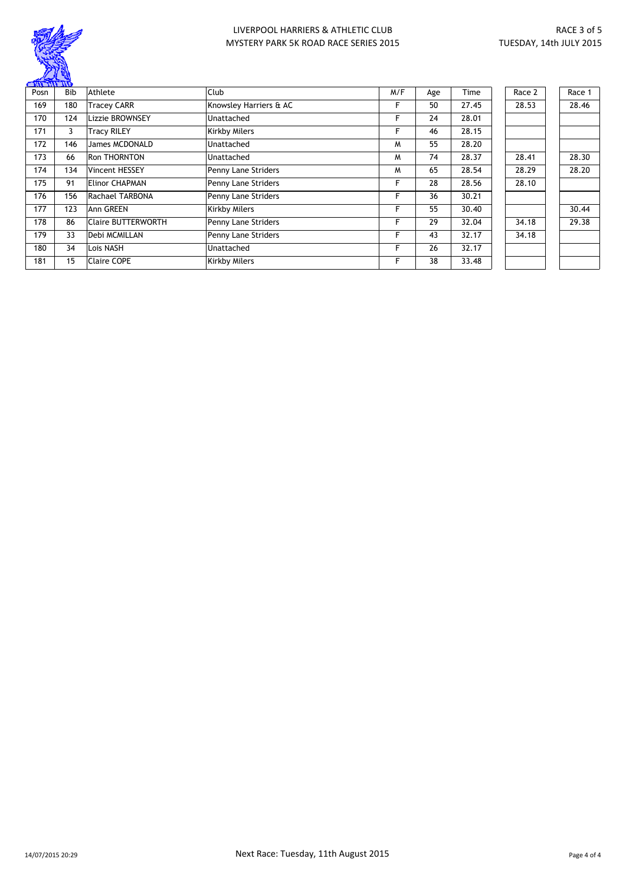LIVERPOOL HARRIERS & ATHLETIC CLUB
MYSTERY PARK 5K ROAD RACE SERIES 2015

RACE 3 of 5
TUESDAY, 14th JULY 2015

| Posn | Bib | Athlete | Club | M/F | Age | Time | Race 2 | Race 1 |
|---|---|---|---|---|---|---|---|---|
| 169 | 180 | Tracey CARR | Knowsley Harriers & AC | F | 50 | 27.45 | 28.53 | 28.46 |
| 170 | 124 | Lizzie BROWNSEY | Unattached | F | 24 | 28.01 | | |
| 171 | 3 | Tracy RILEY | Kirkby Milers | F | 46 | 28.15 | | |
| 172 | 146 | James MCDONALD | Unattached | M | 55 | 28.20 | | |
| 173 | 66 | Ron THORNTON | Unattached | M | 74 | 28.37 | 28.41 | 28.30 |
| 174 | 134 | Vincent HESSEY | Penny Lane Striders | M | 65 | 28.54 | 28.29 | 28.20 |
| 175 | 91 | Elinor CHAPMAN | Penny Lane Striders | F | 28 | 28.56 | 28.10 | |
| 176 | 156 | Rachael TARBONA | Penny Lane Striders | F | 36 | 30.21 | | |
| 177 | 123 | Ann GREEN | Kirkby Milers | F | 55 | 30.40 | | 30.44 |
| 178 | 86 | Claire BUTTERWORTH | Penny Lane Striders | F | 29 | 32.04 | 34.18 | 29.38 |
| 179 | 33 | Debi MCMILLAN | Penny Lane Striders | F | 43 | 32.17 | 34.18 | |
| 180 | 34 | Lois NASH | Unattached | F | 26 | 32.17 | | |
| 181 | 15 | Claire COPE | Kirkby Milers | F | 38 | 33.48 | | |

14/07/2015 20:29

Next Race: Tuesday, 11th August 2015